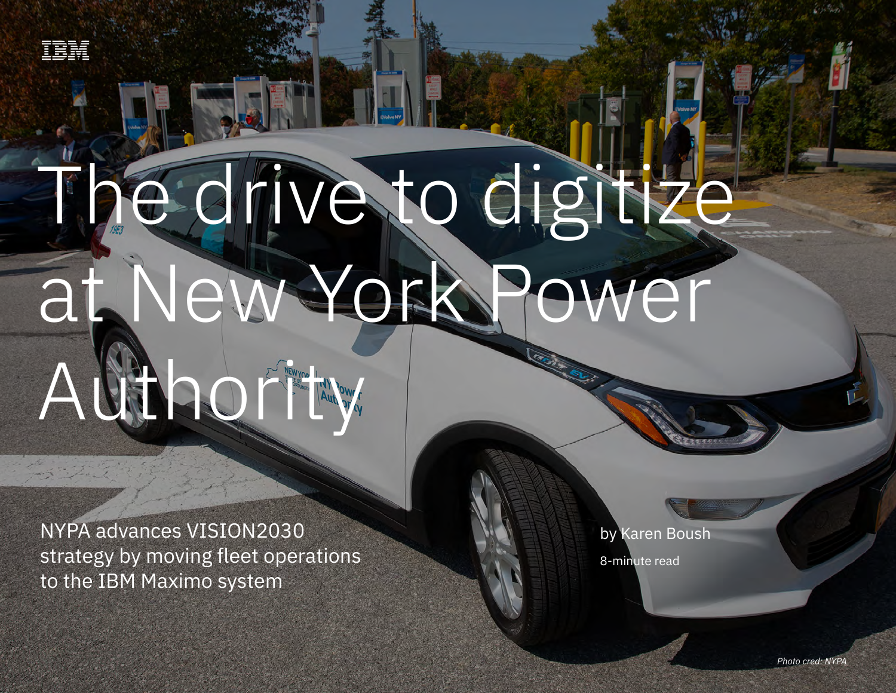# The drive to digitize at New York Power Authority

NYPA advances VISION2030 strategy by moving fleet operations to the IBM Maximo system

by Karen Boush

8-minute read

*Photo cred: NYPA*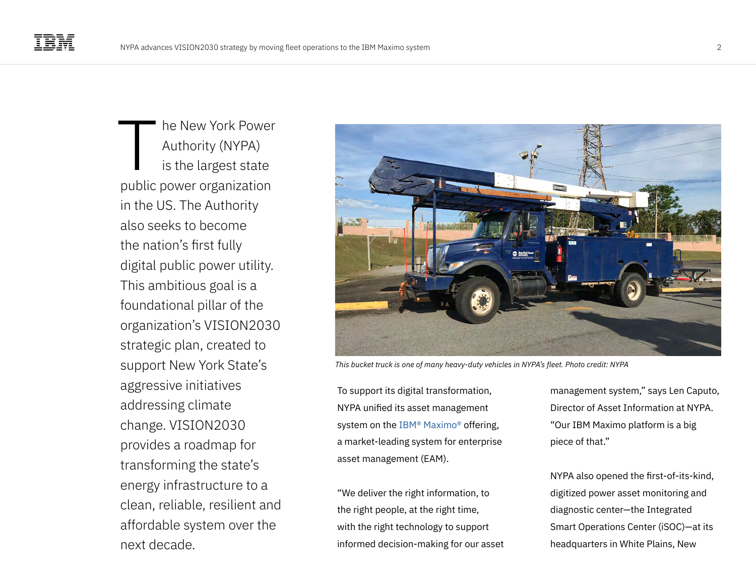The New York Power Authority (NYPA) is the largest state public power organization in the US. The Authority also seeks to become the nation's first fully digital public power utility. This ambitious goal is a foundational pillar of the organization's VISION2030 strategic plan, created to support New York State's aggressive initiatives addressing climate change. VISION2030 provides a roadmap for transforming the state's energy infrastructure to a clean, reliable, resilient and affordable system over the next decade.

*This bucket truck is one of many heavy-duty vehicles in NYPA's fleet. Photo credit: NYPA*

To support its digital transformation, NYPA unified its asset management system on the IBM® Maximo® offering, a market-leading system for enterprise asset management (EAM).

"We deliver the right information, to the right people, at the right time, with the right technology to support informed decision-making for our asset management system," says Len Caputo, Director of Asset Information at NYPA. "Our IBM Maximo platform is a big piece of that."

NYPA also opened the first-of-its-kind, digitized power asset monitoring and diagnostic center—the Integrated Smart Operations Center (iSOC)—at its headquarters in White Plains, New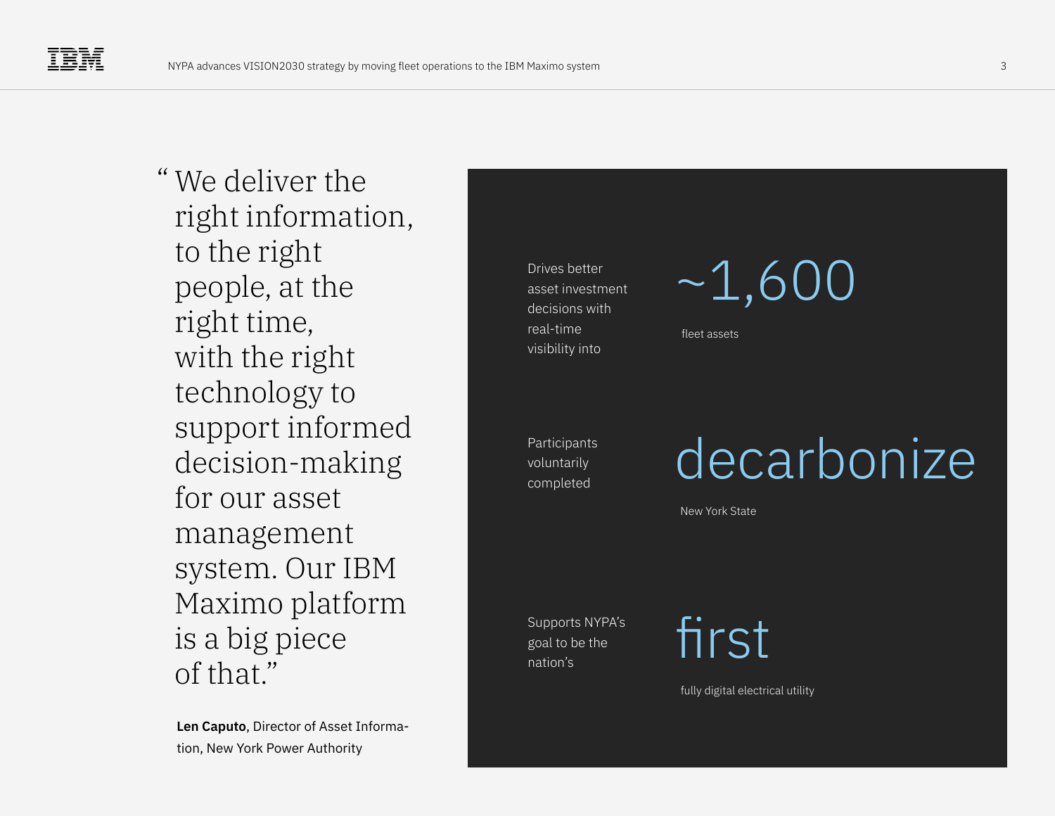> "We deliver the right information, to the right people, at the right time, with the right technology to support informed decision-making for our asset management system. Our IBM Maximo platform is a big piece of that."

**Len Caputo**, Director of Asset Information, New York Power Authority

Drives better asset investment decisions with real-time visibility into

**~1,600**

fleet assets

Participants voluntarily completed

**decarbonize**

New York State

Supports NYPA's goal to be the nation's

**first**

fully digital electrical utility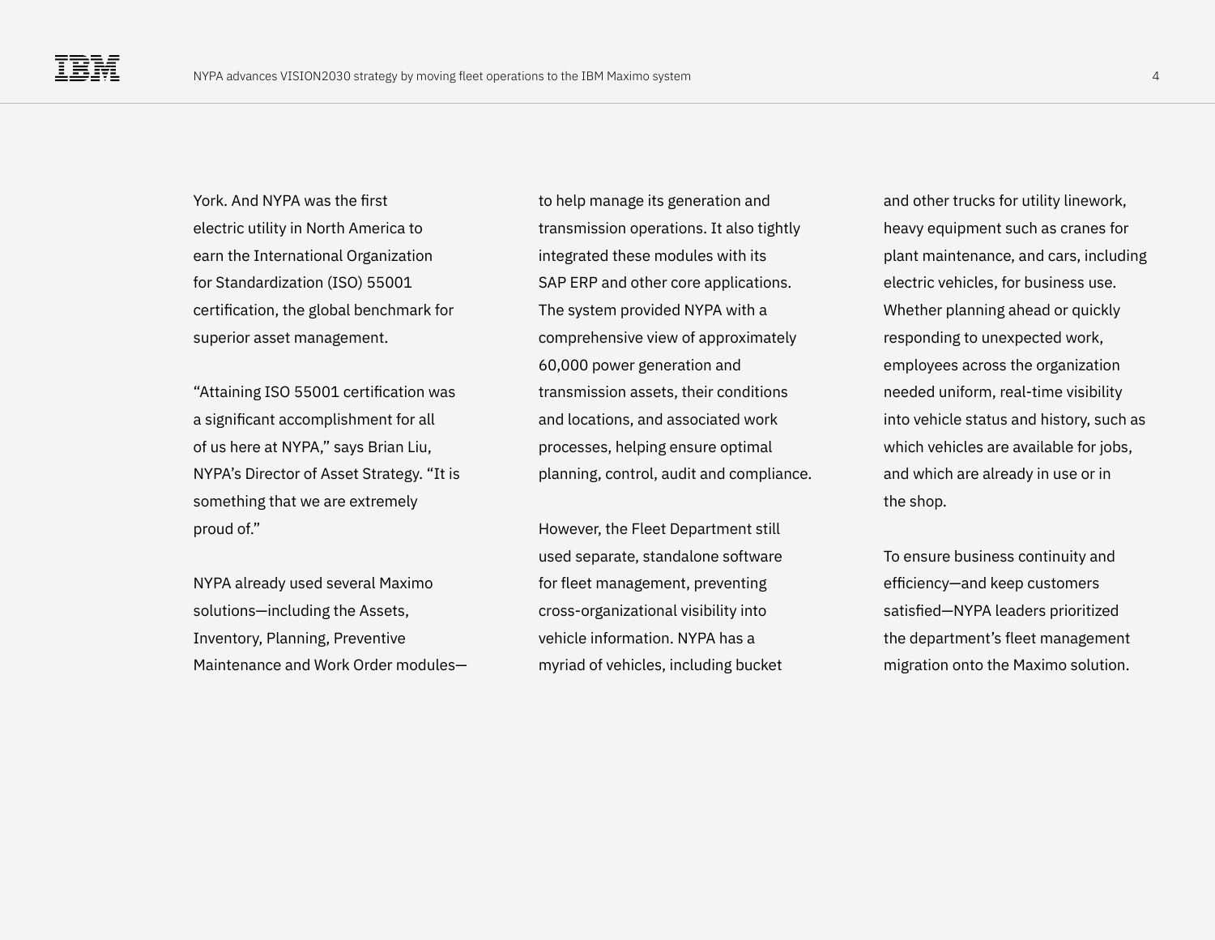York. And NYPA was the first electric utility in North America to earn the International Organization for Standardization (ISO) 55001 certification, the global benchmark for superior asset management.

“Attaining ISO 55001 certification was a significant accomplishment for all of us here at NYPA,” says Brian Liu, NYPA’s Director of Asset Strategy. “It is something that we are extremely proud of.”

NYPA already used several Maximo solutions—including the Assets, Inventory, Planning, Preventive Maintenance and Work Order modules—to help manage its generation and transmission operations. It also tightly integrated these modules with its SAP ERP and other core applications. The system provided NYPA with a comprehensive view of approximately 60,000 power generation and transmission assets, their conditions and locations, and associated work processes, helping ensure optimal planning, control, audit and compliance.

However, the Fleet Department still used separate, standalone software for fleet management, preventing cross-organizational visibility into vehicle information. NYPA has a myriad of vehicles, including bucket and other trucks for utility linework, heavy equipment such as cranes for plant maintenance, and cars, including electric vehicles, for business use. Whether planning ahead or quickly responding to unexpected work, employees across the organization needed uniform, real-time visibility into vehicle status and history, such as which vehicles are available for jobs, and which are already in use or in the shop.

To ensure business continuity and efficiency—and keep customers satisfied—NYPA leaders prioritized the department’s fleet management migration onto the Maximo solution.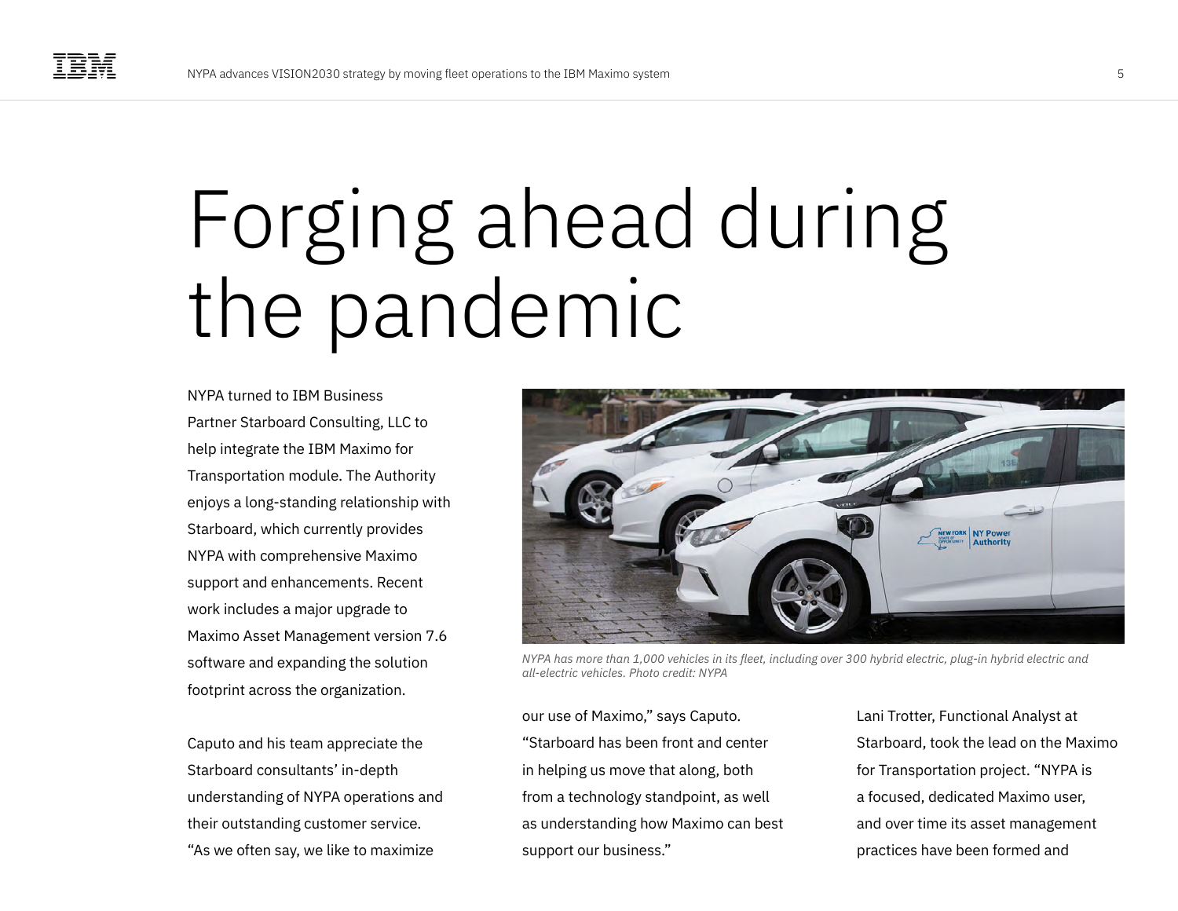# Forging ahead during the pandemic

NYPA turned to IBM Business Partner Starboard Consulting, LLC to help integrate the IBM Maximo for Transportation module. The Authority enjoys a long-standing relationship with Starboard, which currently provides NYPA with comprehensive Maximo support and enhancements. Recent work includes a major upgrade to Maximo Asset Management version 7.6 software and expanding the solution footprint across the organization.

*NYPA has more than 1,000 vehicles in its fleet, including over 300 hybrid electric, plug-in hybrid electric and all-electric vehicles. Photo credit: NYPA*

Caputo and his team appreciate the Starboard consultants' in-depth understanding of NYPA operations and their outstanding customer service. "As we often say, we like to maximize our use of Maximo," says Caputo. "Starboard has been front and center in helping us move that along, both from a technology standpoint, as well as understanding how Maximo can best support our business."

Lani Trotter, Functional Analyst at Starboard, took the lead on the Maximo for Transportation project. "NYPA is a focused, dedicated Maximo user, and over time its asset management practices have been formed and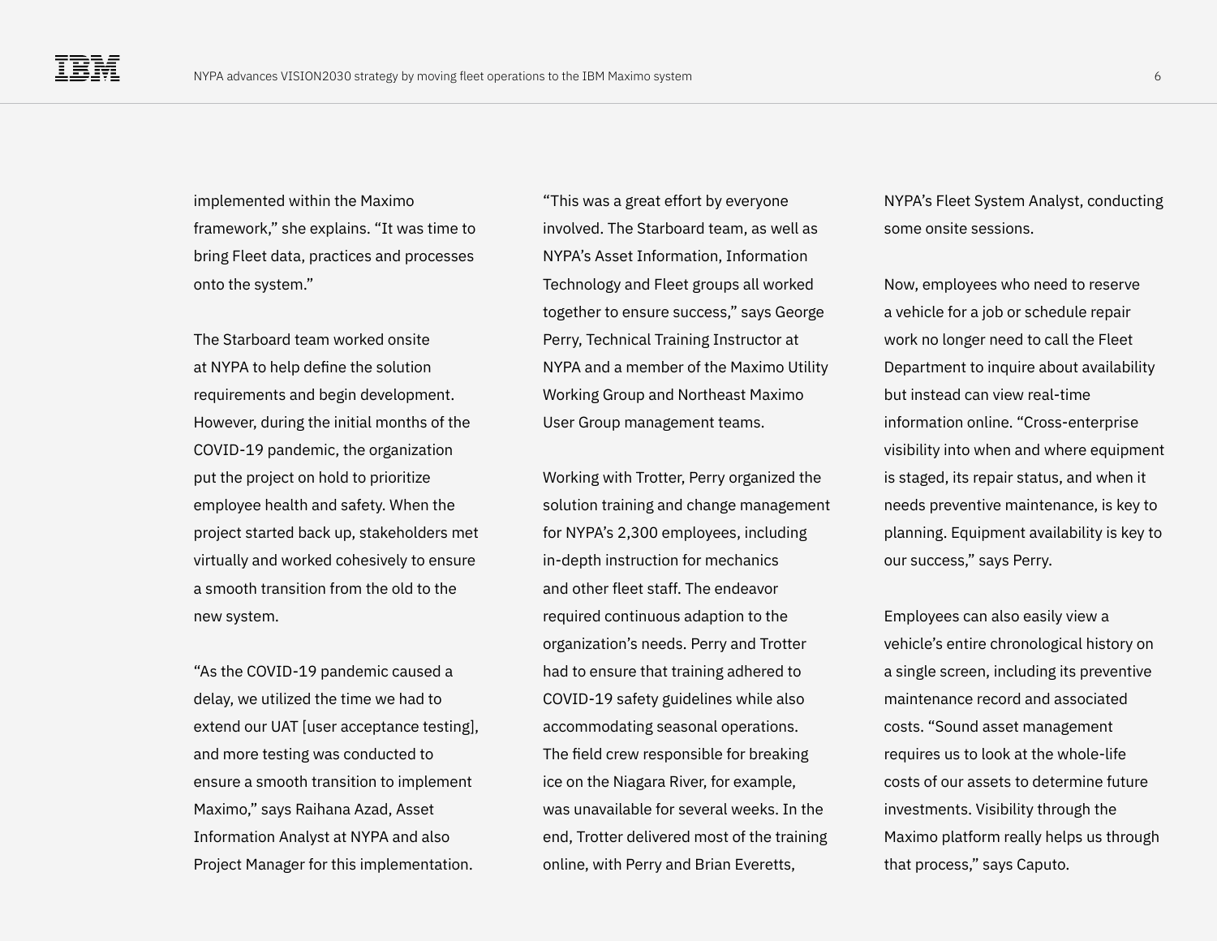implemented within the Maximo framework," she explains. "It was time to bring Fleet data, practices and processes onto the system."

The Starboard team worked onsite at NYPA to help define the solution requirements and begin development. However, during the initial months of the COVID-19 pandemic, the organization put the project on hold to prioritize employee health and safety. When the project started back up, stakeholders met virtually and worked cohesively to ensure a smooth transition from the old to the new system.

"As the COVID-19 pandemic caused a delay, we utilized the time we had to extend our UAT [user acceptance testing], and more testing was conducted to ensure a smooth transition to implement Maximo," says Raihana Azad, Asset Information Analyst at NYPA and also Project Manager for this implementation.

"This was a great effort by everyone involved. The Starboard team, as well as NYPA's Asset Information, Information Technology and Fleet groups all worked together to ensure success," says George Perry, Technical Training Instructor at NYPA and a member of the Maximo Utility Working Group and Northeast Maximo User Group management teams.

Working with Trotter, Perry organized the solution training and change management for NYPA's 2,300 employees, including in-depth instruction for mechanics and other fleet staff. The endeavor required continuous adaption to the organization's needs. Perry and Trotter had to ensure that training adhered to COVID-19 safety guidelines while also accommodating seasonal operations. The field crew responsible for breaking ice on the Niagara River, for example, was unavailable for several weeks. In the end, Trotter delivered most of the training online, with Perry and Brian Everetts, NYPA's Fleet System Analyst, conducting some onsite sessions.

Now, employees who need to reserve a vehicle for a job or schedule repair work no longer need to call the Fleet Department to inquire about availability but instead can view real-time information online. "Cross-enterprise visibility into when and where equipment is staged, its repair status, and when it needs preventive maintenance, is key to planning. Equipment availability is key to our success," says Perry.

Employees can also easily view a vehicle's entire chronological history on a single screen, including its preventive maintenance record and associated costs. "Sound asset management requires us to look at the whole-life costs of our assets to determine future investments. Visibility through the Maximo platform really helps us through that process," says Caputo.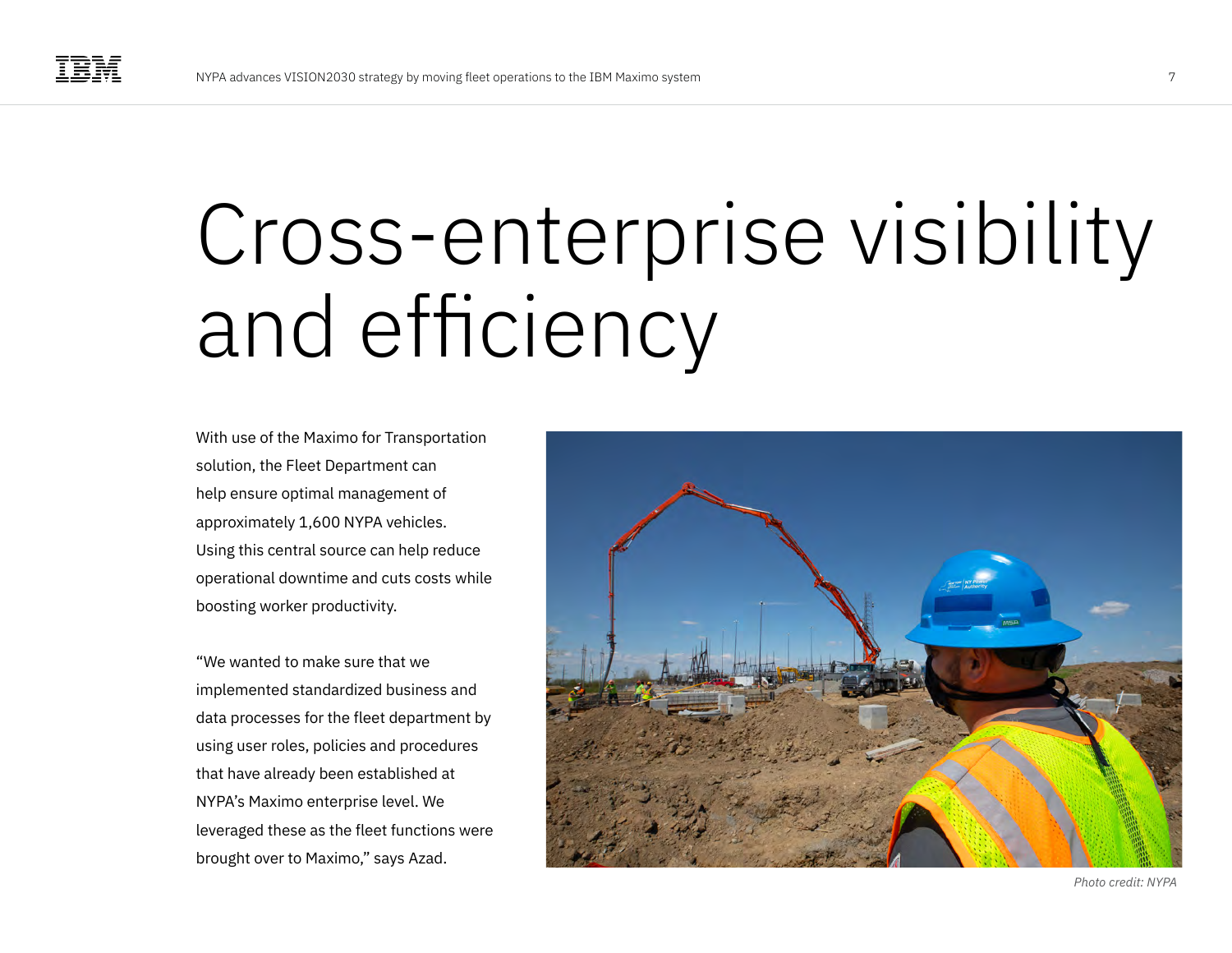# Cross-enterprise visibility and efficiency

With use of the Maximo for Transportation solution, the Fleet Department can help ensure optimal management of approximately 1,600 NYPA vehicles. Using this central source can help reduce operational downtime and cuts costs while boosting worker productivity.

"We wanted to make sure that we implemented standardized business and data processes for the fleet department by using user roles, policies and procedures that have already been established at NYPA's Maximo enterprise level. We leveraged these as the fleet functions were brought over to Maximo," says Azad.

*Photo credit: NYPA*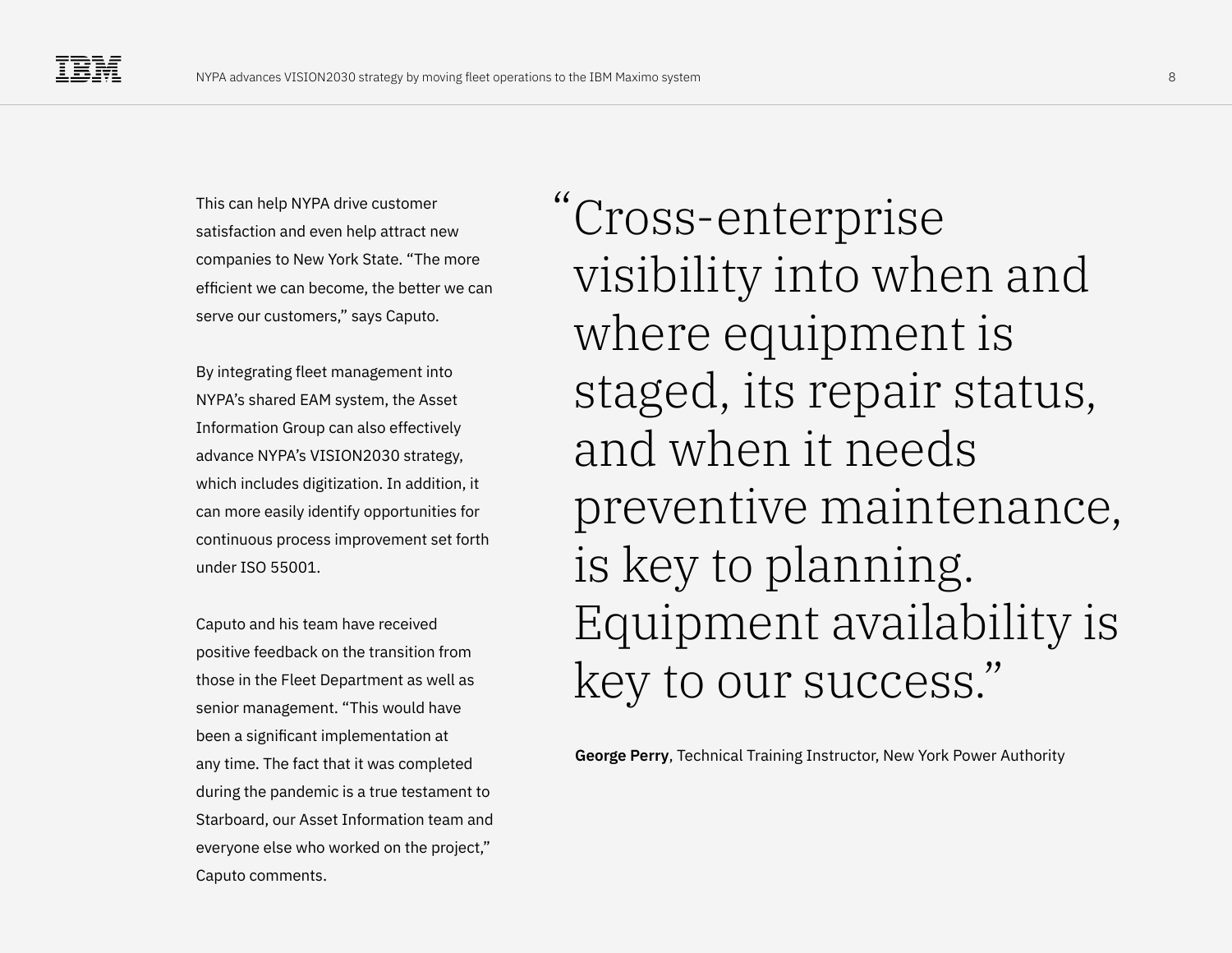This can help NYPA drive customer satisfaction and even help attract new companies to New York State. “The more efficient we can become, the better we can serve our customers,” says Caputo.

By integrating fleet management into NYPA’s shared EAM system, the Asset Information Group can also effectively advance NYPA’s VISION2030 strategy, which includes digitization. In addition, it can more easily identify opportunities for continuous process improvement set forth under ISO 55001.

Caputo and his team have received positive feedback on the transition from those in the Fleet Department as well as senior management. “This would have been a significant implementation at any time. The fact that it was completed during the pandemic is a true testament to Starboard, our Asset Information team and everyone else who worked on the project,” Caputo comments.

> “Cross-enterprise visibility into when and where equipment is staged, its repair status, and when it needs preventive maintenance, is key to planning. Equipment availability is key to our success.”
>
> **George Perry**, Technical Training Instructor, New York Power Authority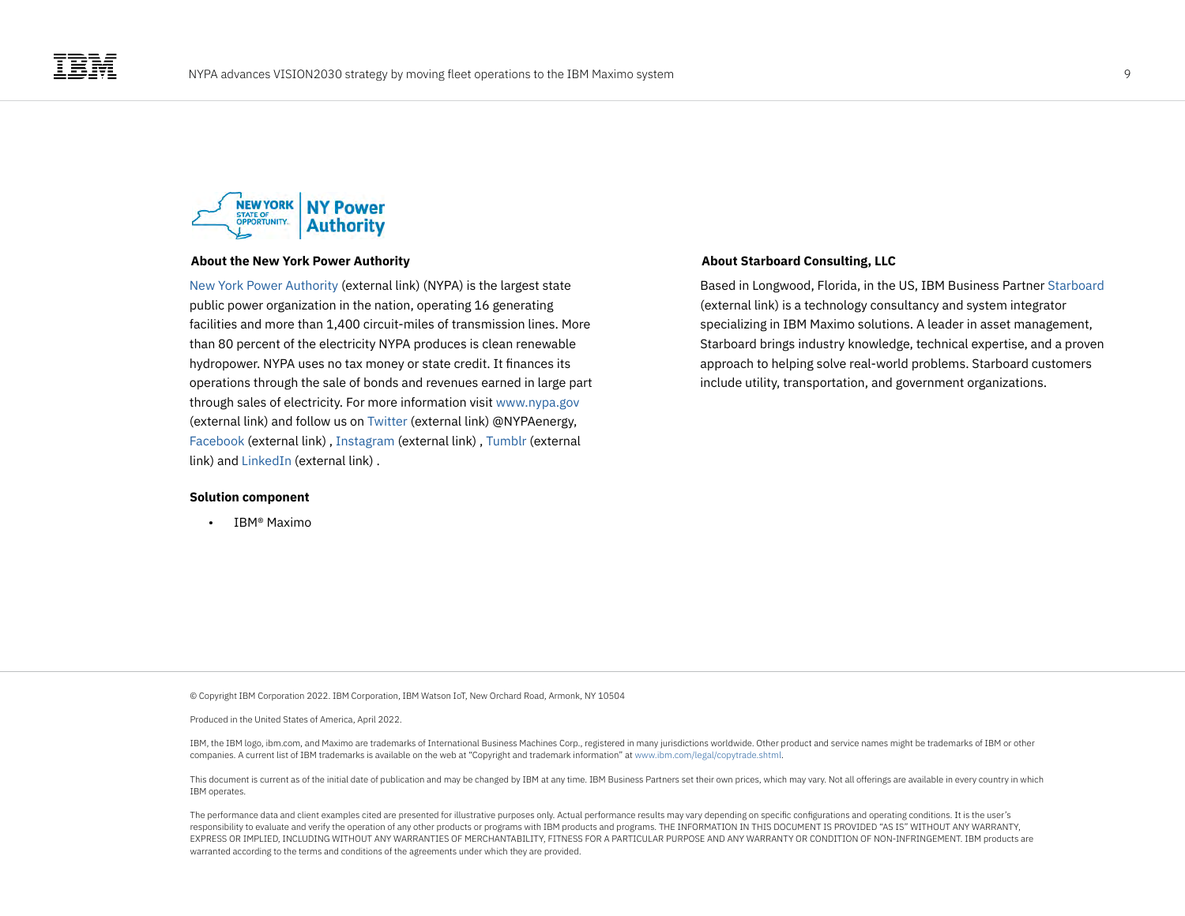## About the New York Power Authority

New York Power Authority (external link) (NYPA) is the largest state public power organization in the nation, operating 16 generating facilities and more than 1,400 circuit-miles of transmission lines. More than 80 percent of the electricity NYPA produces is clean renewable hydropower. NYPA uses no tax money or state credit. It finances its operations through the sale of bonds and revenues earned in large part through sales of electricity. For more information visit www.nypa.gov (external link) and follow us on Twitter (external link) @NYPAenergy, Facebook (external link) , Instagram (external link) , Tumblr (external link) and LinkedIn (external link) .

## Solution component

- IBM® Maximo

## About Starboard Consulting, LLC

Based in Longwood, Florida, in the US, IBM Business Partner Starboard (external link) is a technology consultancy and system integrator specializing in IBM Maximo solutions. A leader in asset management, Starboard brings industry knowledge, technical expertise, and a proven approach to helping solve real-world problems. Starboard customers include utility, transportation, and government organizations.

---

© Copyright IBM Corporation 2022. IBM Corporation, IBM Watson IoT, New Orchard Road, Armonk, NY 10504

Produced in the United States of America, April 2022.

IBM, the IBM logo, ibm.com, and Maximo are trademarks of International Business Machines Corp., registered in many jurisdictions worldwide. Other product and service names might be trademarks of IBM or other companies. A current list of IBM trademarks is available on the web at "Copyright and trademark information" at www.ibm.com/legal/copytrade.shtml.

This document is current as of the initial date of publication and may be changed by IBM at any time. IBM Business Partners set their own prices, which may vary. Not all offerings are available in every country in which IBM operates.

The performance data and client examples cited are presented for illustrative purposes only. Actual performance results may vary depending on specific configurations and operating conditions. It is the user's responsibility to evaluate and verify the operation of any other products or programs with IBM products and programs. THE INFORMATION IN THIS DOCUMENT IS PROVIDED "AS IS" WITHOUT ANY WARRANTY, EXPRESS OR IMPLIED, INCLUDING WITHOUT ANY WARRANTIES OF MERCHANTABILITY, FITNESS FOR A PARTICULAR PURPOSE AND ANY WARRANTY OR CONDITION OF NON-INFRINGEMENT. IBM products are warranted according to the terms and conditions of the agreements under which they are provided.